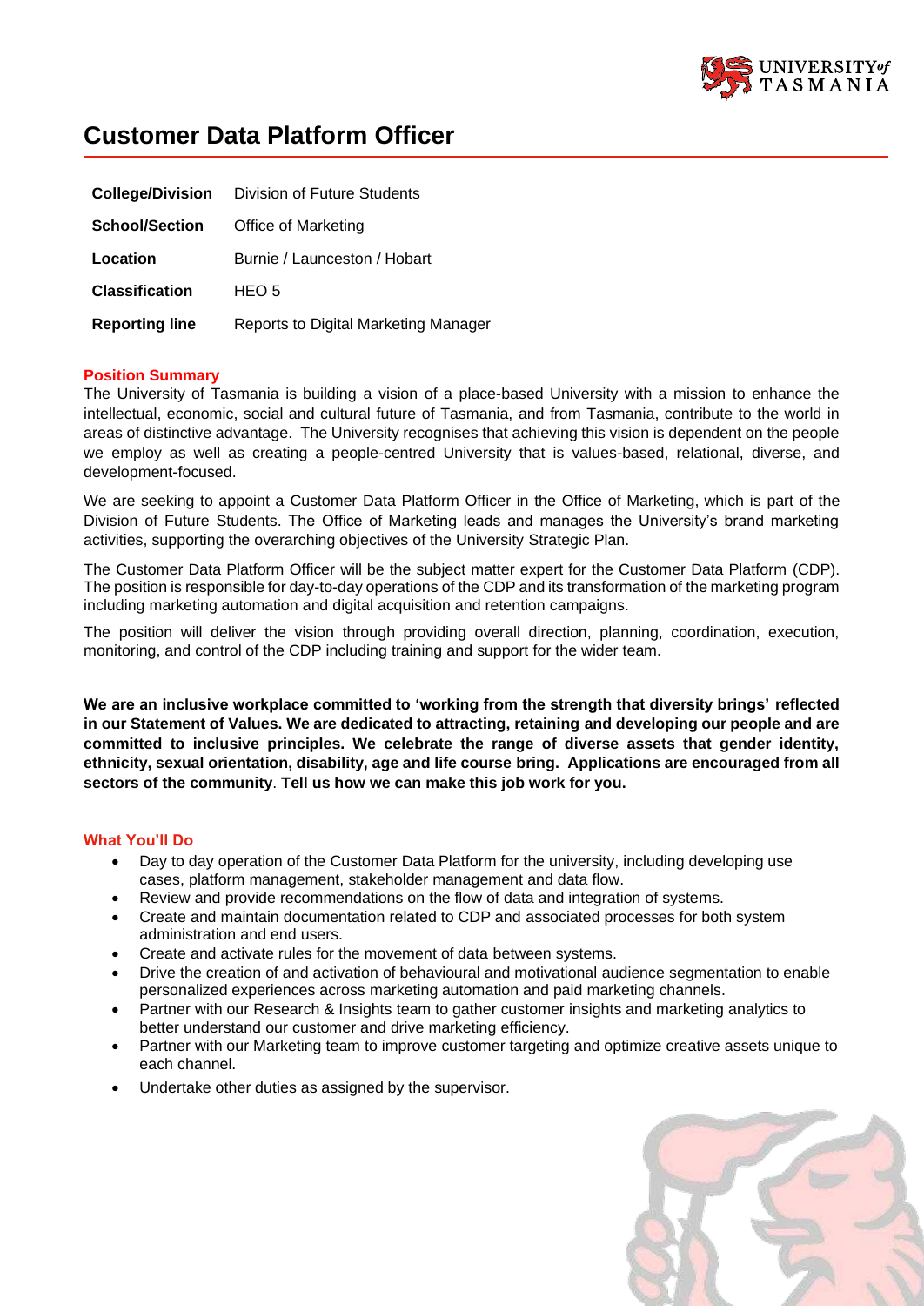# Customer Data Platform Officer

| | |
|---|---|
| **College/Division** | Division of Future Students |
| **School/Section** | Office of Marketing |
| **Location** | Burnie / Launceston / Hobart |
| **Classification** | HEO 5 |
| **Reporting line** | Reports to Digital Marketing Manager |

## Position Summary

The University of Tasmania is building a vision of a place-based University with a mission to enhance the intellectual, economic, social and cultural future of Tasmania, and from Tasmania, contribute to the world in areas of distinctive advantage. The University recognises that achieving this vision is dependent on the people we employ as well as creating a people-centred University that is values-based, relational, diverse, and development-focused.

We are seeking to appoint a Customer Data Platform Officer in the Office of Marketing, which is part of the Division of Future Students. The Office of Marketing leads and manages the University's brand marketing activities, supporting the overarching objectives of the University Strategic Plan.

The Customer Data Platform Officer will be the subject matter expert for the Customer Data Platform (CDP). The position is responsible for day-to-day operations of the CDP and its transformation of the marketing program including marketing automation and digital acquisition and retention campaigns.

The position will deliver the vision through providing overall direction, planning, coordination, execution, monitoring, and control of the CDP including training and support for the wider team.

**We are an inclusive workplace committed to 'working from the strength that diversity brings' reflected in our Statement of Values. We are dedicated to attracting, retaining and developing our people and are committed to inclusive principles. We celebrate the range of diverse assets that gender identity, ethnicity, sexual orientation, disability, age and life course bring. Applications are encouraged from all sectors of the community**. **Tell us how we can make this job work for you.**

## What You'll Do

- Day to day operation of the Customer Data Platform for the university, including developing use cases, platform management, stakeholder management and data flow.
- Review and provide recommendations on the flow of data and integration of systems.
- Create and maintain documentation related to CDP and associated processes for both system administration and end users.
- Create and activate rules for the movement of data between systems.
- Drive the creation of and activation of behavioural and motivational audience segmentation to enable personalized experiences across marketing automation and paid marketing channels.
- Partner with our Research & Insights team to gather customer insights and marketing analytics to better understand our customer and drive marketing efficiency.
- Partner with our Marketing team to improve customer targeting and optimize creative assets unique to each channel.
- Undertake other duties as assigned by the supervisor.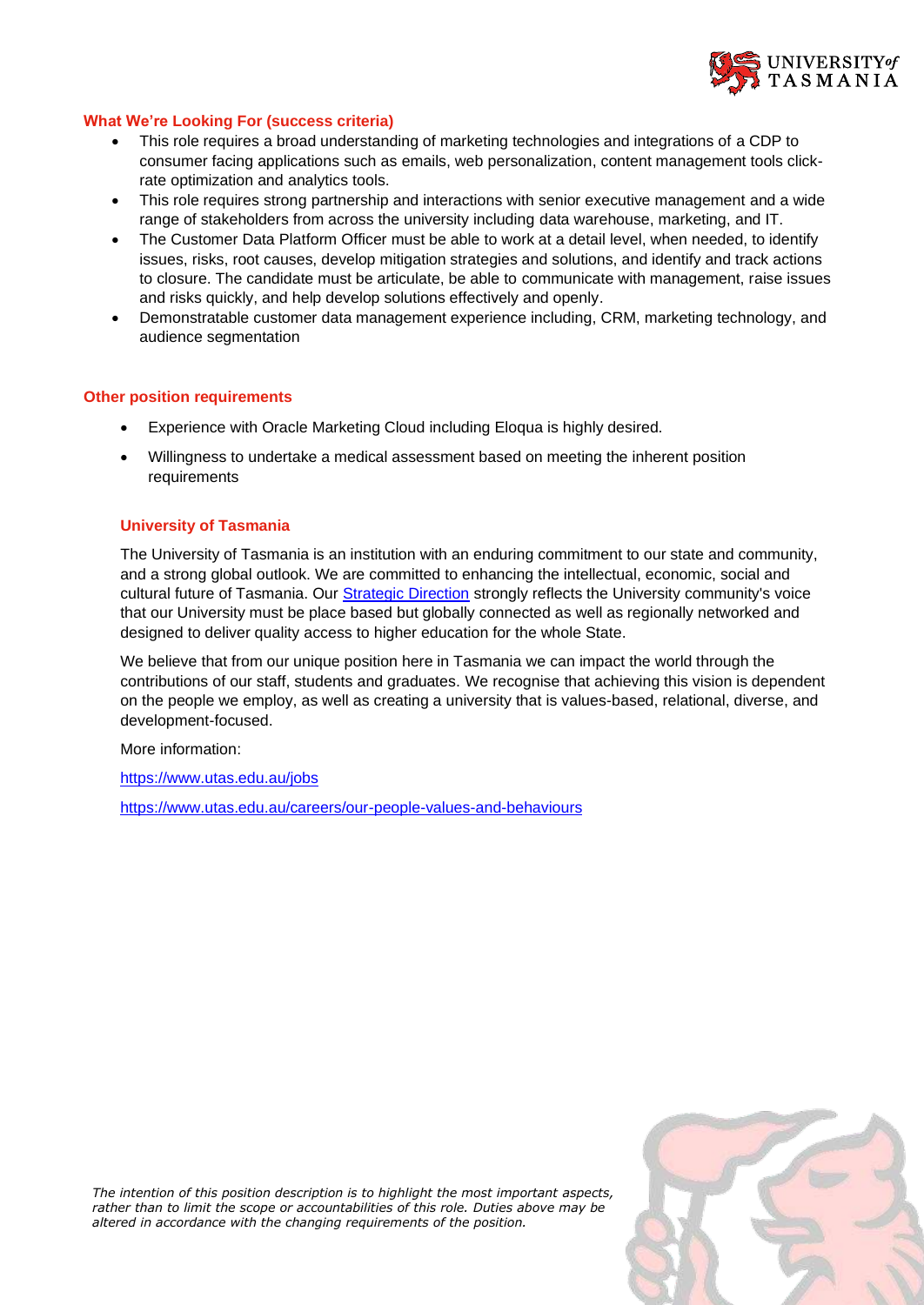## What We're Looking For (success criteria)

- This role requires a broad understanding of marketing technologies and integrations of a CDP to consumer facing applications such as emails, web personalization, content management tools click-rate optimization and analytics tools.
- This role requires strong partnership and interactions with senior executive management and a wide range of stakeholders from across the university including data warehouse, marketing, and IT.
- The Customer Data Platform Officer must be able to work at a detail level, when needed, to identify issues, risks, root causes, develop mitigation strategies and solutions, and identify and track actions to closure. The candidate must be articulate, be able to communicate with management, raise issues and risks quickly, and help develop solutions effectively and openly.
- Demonstratable customer data management experience including, CRM, marketing technology, and audience segmentation

## Other position requirements

- Experience with Oracle Marketing Cloud including Eloqua is highly desired.
- Willingness to undertake a medical assessment based on meeting the inherent position requirements

## University of Tasmania

The University of Tasmania is an institution with an enduring commitment to our state and community, and a strong global outlook. We are committed to enhancing the intellectual, economic, social and cultural future of Tasmania. Our Strategic Direction strongly reflects the University community's voice that our University must be place based but globally connected as well as regionally networked and designed to deliver quality access to higher education for the whole State.

We believe that from our unique position here in Tasmania we can impact the world through the contributions of our staff, students and graduates. We recognise that achieving this vision is dependent on the people we employ, as well as creating a university that is values-based, relational, diverse, and development-focused.

More information:

https://www.utas.edu.au/jobs

https://www.utas.edu.au/careers/our-people-values-and-behaviours

*The intention of this position description is to highlight the most important aspects, rather than to limit the scope or accountabilities of this role. Duties above may be altered in accordance with the changing requirements of the position.*